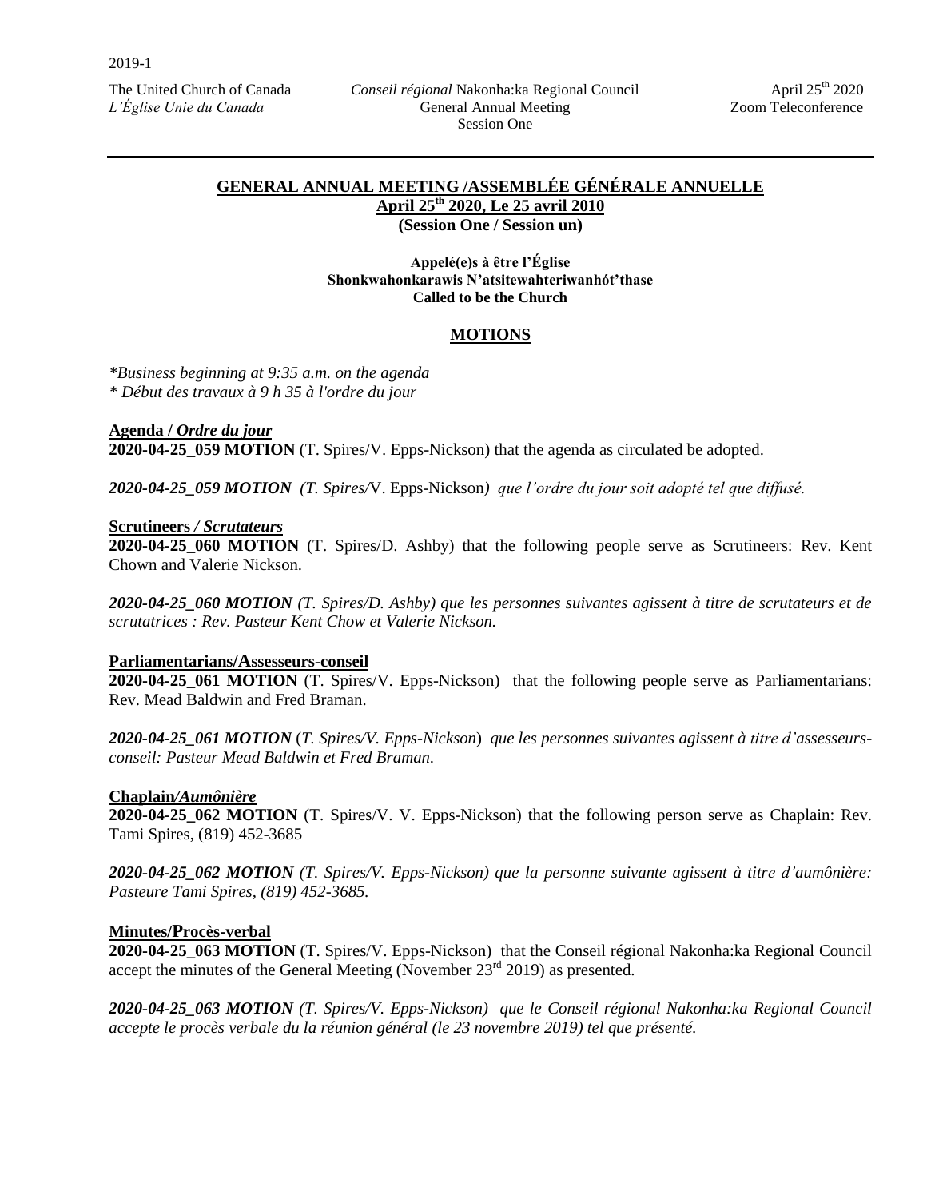2019-1

The United Church of Canada | *Conseil régional* Nakonha:ka Regional Council | April 25th 2020
*L'Église Unie du Canada* | General Annual Meeting | Zoom Teleconference
Session One

---

## GENERAL ANNUAL MEETING /ASSEMBLÉE GÉNÉRALE ANNUELLE

**April 25th 2020, Le 25 avril 2010**

**(Session One / Session un)**

**Appelé(e)s à être l'Église**
**Shonkwahonkarawis N'atsitewahteriwanhót'thase**
**Called to be the Church**

## MOTIONS

*\*Business beginning at 9:35 a.m. on the agenda*
*\* Début des travaux à 9 h 35 à l'ordre du jour*

**Agenda / *Ordre du jour***

**2020-04-25_059 MOTION** (T. Spires/V. Epps-Nickson) that the agenda as circulated be adopted.

***2020-04-25_059 MOTION*** *(T. Spires/*V. Epps-Nickson*) que l'ordre du jour soit adopté tel que diffusé.*

**Scrutineers *Scrutateurs***

**2020-04-25_060 MOTION** (T. Spires/D. Ashby) that the following people serve as Scrutineers: Rev. Kent Chown and Valerie Nickson.

***2020-04-25_060 MOTION*** *(T. Spires/D. Ashby) que les personnes suivantes agissent à titre de scrutateurs et de scrutatrices : Rev. Pasteur Kent Chow et Valerie Nickson.*

**Parliamentarians/Assesseurs-conseil**

**2020-04-25_061 MOTION** (T. Spires/V. Epps-Nickson) that the following people serve as Parliamentarians: Rev. Mead Baldwin and Fred Braman.

***2020-04-25_061 MOTION*** (*T. Spires/V. Epps-Nickson*) *que les personnes suivantes agissent à titre d'assesseurs-conseil: Pasteur Mead Baldwin et Fred Braman.*

**Chaplain*/Aumônière***

**2020-04-25_062 MOTION** (T. Spires/V. V. Epps-Nickson) that the following person serve as Chaplain: Rev. Tami Spires, (819) 452-3685

***2020-04-25_062 MOTION*** *(T. Spires/V. Epps-Nickson) que la personne suivante agissent à titre d'aumônière: Pasteure Tami Spires, (819) 452-3685.*

**Minutes/Procès-verbal**

**2020-04-25_063 MOTION** (T. Spires/V. Epps-Nickson) that the Conseil régional Nakonha:ka Regional Council accept the minutes of the General Meeting (November 23rd 2019) as presented.

***2020-04-25_063 MOTION*** *(T. Spires/V. Epps-Nickson) que le Conseil régional Nakonha:ka Regional Council accepte le procès verbale du la réunion général (le 23 novembre 2019) tel que présenté.*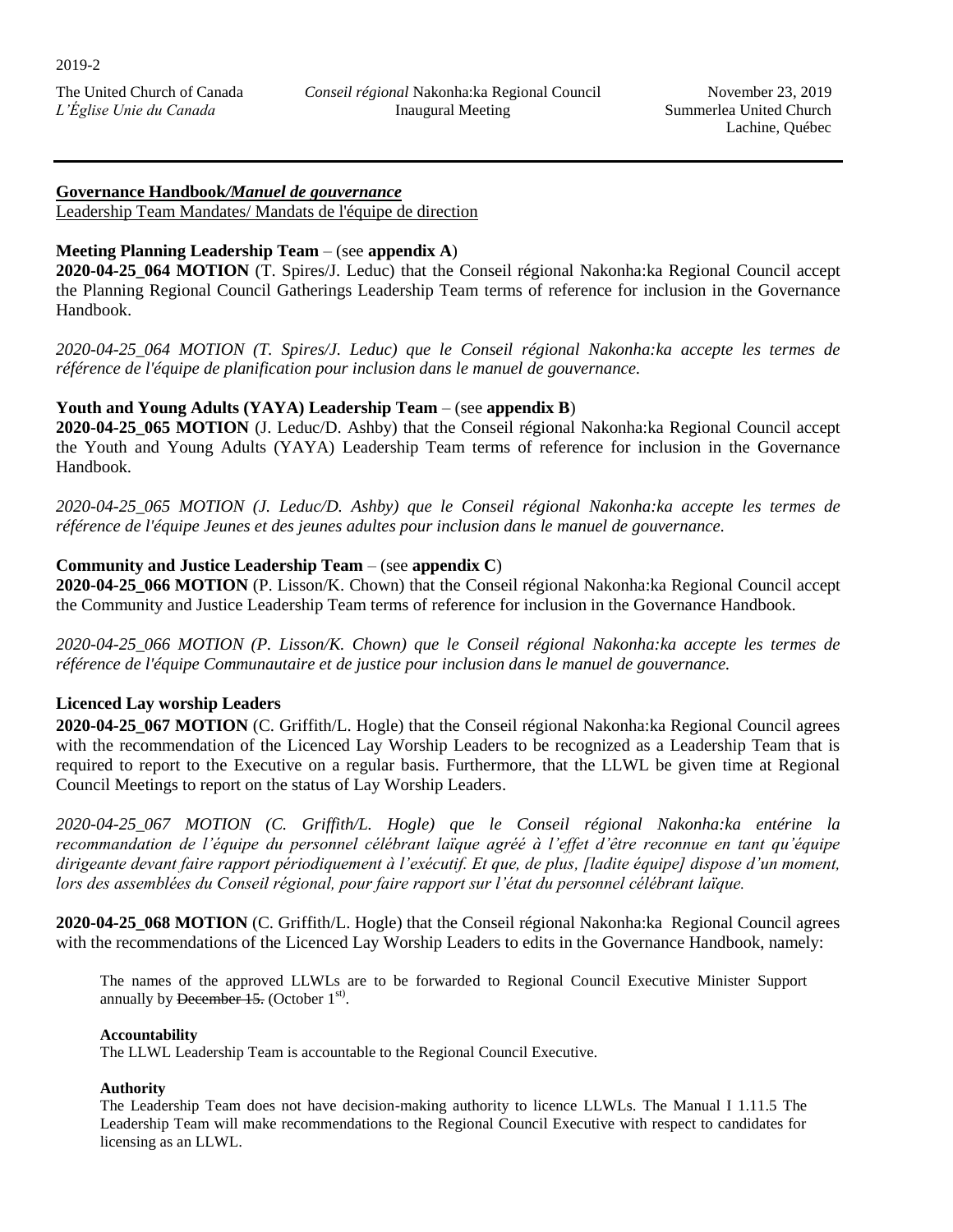**Governance Handbook*/Manuel de gouvernance***

Leadership Team Mandates/ Mandats de l'équipe de direction

**Meeting Planning Leadership Team** – (see **appendix A**)

**2020-04-25_064 MOTION** (T. Spires/J. Leduc) that the Conseil régional Nakonha:ka Regional Council accept the Planning Regional Council Gatherings Leadership Team terms of reference for inclusion in the Governance Handbook.

*2020-04-25_064 MOTION (T. Spires/J. Leduc) que le Conseil régional Nakonha:ka accepte les termes de référence de l'équipe de planification pour inclusion dans le manuel de gouvernance.*

**Youth and Young Adults (YAYA) Leadership Team** – (see **appendix B**)

**2020-04-25_065 MOTION** (J. Leduc/D. Ashby) that the Conseil régional Nakonha:ka Regional Council accept the Youth and Young Adults (YAYA) Leadership Team terms of reference for inclusion in the Governance Handbook.

*2020-04-25_065 MOTION (J. Leduc/D. Ashby) que le Conseil régional Nakonha:ka accepte les termes de référence de l'équipe Jeunes et des jeunes adultes pour inclusion dans le manuel de gouvernance.*

**Community and Justice Leadership Team** – (see **appendix C**)

**2020-04-25_066 MOTION** (P. Lisson/K. Chown) that the Conseil régional Nakonha:ka Regional Council accept the Community and Justice Leadership Team terms of reference for inclusion in the Governance Handbook.

*2020-04-25_066 MOTION (P. Lisson/K. Chown) que le Conseil régional Nakonha:ka accepte les termes de référence de l'équipe Communautaire et de justice pour inclusion dans le manuel de gouvernance.*

**Licenced Lay worship Leaders**

**2020-04-25_067 MOTION** (C. Griffith/L. Hogle) that the Conseil régional Nakonha:ka Regional Council agrees with the recommendation of the Licenced Lay Worship Leaders to be recognized as a Leadership Team that is required to report to the Executive on a regular basis. Furthermore, that the LLWL be given time at Regional Council Meetings to report on the status of Lay Worship Leaders.

*2020-04-25_067 MOTION (C. Griffith/L. Hogle) que le Conseil régional Nakonha:ka entérine la recommandation de l'équipe du personnel célébrant laïque agréé à l'effet d'être reconnue en tant qu'équipe dirigeante devant faire rapport périodiquement à l'exécutif. Et que, de plus, [ladite équipe] dispose d'un moment, lors des assemblées du Conseil régional, pour faire rapport sur l'état du personnel célébrant laïque.*

**2020-04-25_068 MOTION** (C. Griffith/L. Hogle) that the Conseil régional Nakonha:ka Regional Council agrees with the recommendations of the Licenced Lay Worship Leaders to edits in the Governance Handbook, namely:

> The names of the approved LLWLs are to be forwarded to Regional Council Executive Minister Support annually by ~~December 15.~~ (October 1st).
>
> **Accountability**
>
> The LLWL Leadership Team is accountable to the Regional Council Executive.
>
> **Authority**
>
> The Leadership Team does not have decision-making authority to licence LLWLs. The Manual I 1.11.5 The Leadership Team will make recommendations to the Regional Council Executive with respect to candidates for licensing as an LLWL.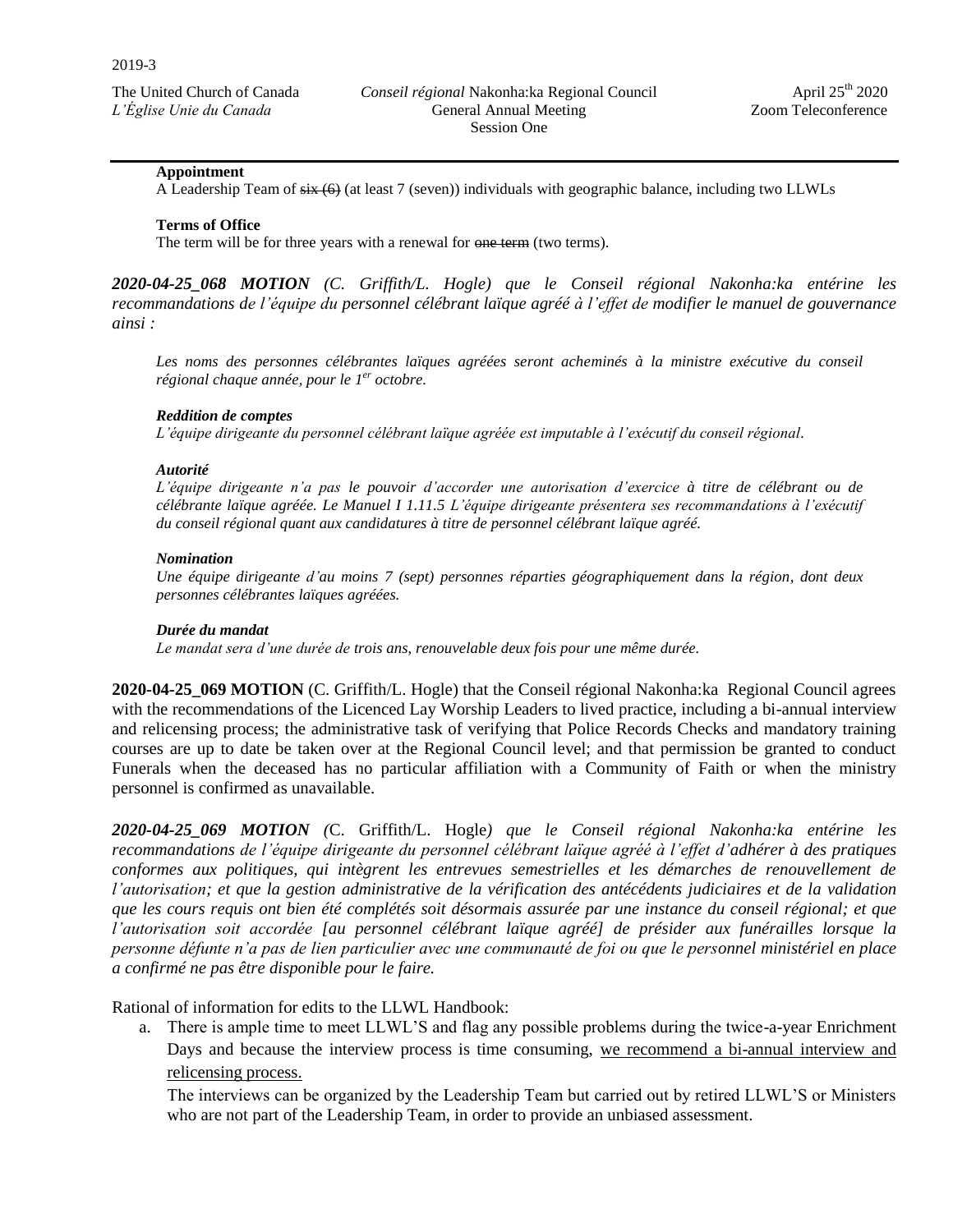**Appointment**

A Leadership Team of ~~six (6)~~ (at least 7 (seven)) individuals with geographic balance, including two LLWLs

**Terms of Office**

The term will be for three years with a renewal for ~~one term~~ (two terms).

***2020-04-25_068 MOTION** (C. Griffith/L. Hogle) que le Conseil régional Nakonha:ka entérine les recommandations de l'équipe du personnel célébrant laïque agréé à l'effet de modifier le manuel de gouvernance ainsi :*

*Les noms des personnes célébrantes laïques agréées seront acheminés à la ministre exécutive du conseil régional chaque année, pour le 1er octobre.*

***Reddition de comptes***

*L'équipe dirigeante du personnel célébrant laïque agréée est imputable à l'exécutif du conseil régional.*

***Autorité***

*L'équipe dirigeante n'a pas le pouvoir d'accorder une autorisation d'exercice à titre de célébrant ou de célébrante laïque agréée. Le Manuel I 1.11.5 L'équipe dirigeante présentera ses recommandations à l'exécutif du conseil régional quant aux candidatures à titre de personnel célébrant laïque agréé.*

***Nomination***

*Une équipe dirigeante d'au moins 7 (sept) personnes réparties géographiquement dans la région, dont deux personnes célébrantes laïques agréées.*

***Durée du mandat***

*Le mandat sera d'une durée de trois ans, renouvelable deux fois pour une même durée.*

**2020-04-25_069 MOTION** (C. Griffith/L. Hogle) that the Conseil régional Nakonha:ka Regional Council agrees with the recommendations of the Licenced Lay Worship Leaders to lived practice, including a bi-annual interview and relicensing process; the administrative task of verifying that Police Records Checks and mandatory training courses are up to date be taken over at the Regional Council level; and that permission be granted to conduct Funerals when the deceased has no particular affiliation with a Community of Faith or when the ministry personnel is confirmed as unavailable.

***2020-04-25_069 MOTION** (C. Griffith/L. Hogle) que le Conseil régional Nakonha:ka entérine les recommandations de l'équipe dirigeante du personnel célébrant laïque agréé à l'effet d'adhérer à des pratiques conformes aux politiques, qui intègrent les entrevues semestrielles et les démarches de renouvellement de l'autorisation; et que la gestion administrative de la vérification des antécédents judiciaires et de la validation que les cours requis ont bien été complétés soit désormais assurée par une instance du conseil régional; et que l'autorisation soit accordée [au personnel célébrant laïque agréé] de présider aux funérailles lorsque la personne défunte n'a pas de lien particulier avec une communauté de foi ou que le personnel ministériel en place a confirmé ne pas être disponible pour le faire.*

Rational of information for edits to the LLWL Handbook:

a. There is ample time to meet LLWL'S and flag any possible problems during the twice-a-year Enrichment Days and because the interview process is time consuming, <u>we recommend a bi-annual interview and relicensing process.</u>

   The interviews can be organized by the Leadership Team but carried out by retired LLWL'S or Ministers who are not part of the Leadership Team, in order to provide an unbiased assessment.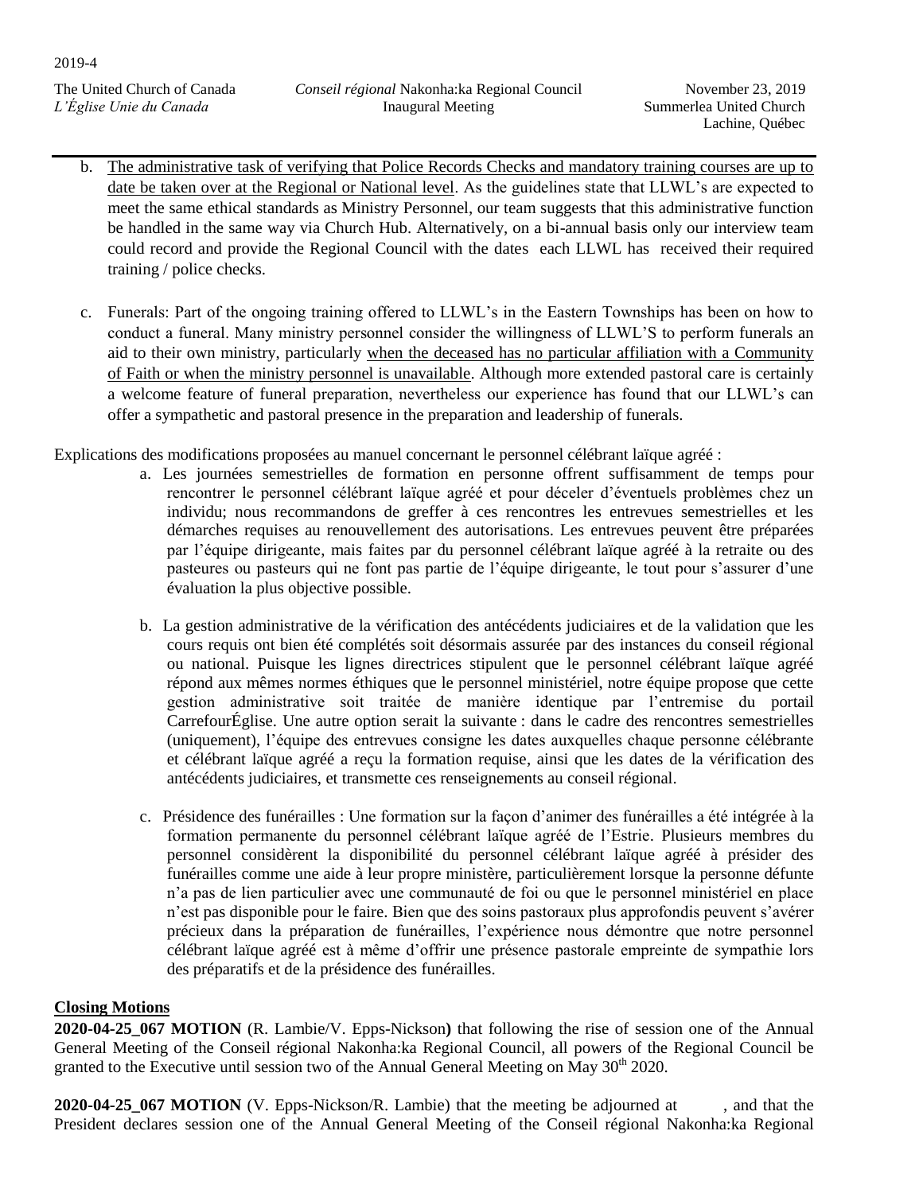b. <u>The administrative task of verifying that Police Records Checks and mandatory training courses are up to date be taken over at the Regional or National level</u>. As the guidelines state that LLWL's are expected to meet the same ethical standards as Ministry Personnel, our team suggests that this administrative function be handled in the same way via Church Hub. Alternatively, on a bi-annual basis only our interview team could record and provide the Regional Council with the dates each LLWL has received their required training / police checks.

c. Funerals: Part of the ongoing training offered to LLWL's in the Eastern Townships has been on how to conduct a funeral. Many ministry personnel consider the willingness of LLWL'S to perform funerals an aid to their own ministry, particularly <u>when the deceased has no particular affiliation with a Community of Faith or when the ministry personnel is unavailable</u>. Although more extended pastoral care is certainly a welcome feature of funeral preparation, nevertheless our experience has found that our LLWL's can offer a sympathetic and pastoral presence in the preparation and leadership of funerals.

Explications des modifications proposées au manuel concernant le personnel célébrant laïque agréé :

a. Les journées semestrielles de formation en personne offrent suffisamment de temps pour rencontrer le personnel célébrant laïque agréé et pour déceler d'éventuels problèmes chez un individu; nous recommandons de greffer à ces rencontres les entrevues semestrielles et les démarches requises au renouvellement des autorisations. Les entrevues peuvent être préparées par l'équipe dirigeante, mais faites par du personnel célébrant laïque agréé à la retraite ou des pasteures ou pasteurs qui ne font pas partie de l'équipe dirigeante, le tout pour s'assurer d'une évaluation la plus objective possible.

b. La gestion administrative de la vérification des antécédents judiciaires et de la validation que les cours requis ont bien été complétés soit désormais assurée par des instances du conseil régional ou national. Puisque les lignes directrices stipulent que le personnel célébrant laïque agréé répond aux mêmes normes éthiques que le personnel ministériel, notre équipe propose que cette gestion administrative soit traitée de manière identique par l'entremise du portail CarrefourÉglise. Une autre option serait la suivante : dans le cadre des rencontres semestrielles (uniquement), l'équipe des entrevues consigne les dates auxquelles chaque personne célébrante et célébrant laïque agréé a reçu la formation requise, ainsi que les dates de la vérification des antécédents judiciaires, et transmette ces renseignements au conseil régional.

c. Présidence des funérailles : Une formation sur la façon d'animer des funérailles a été intégrée à la formation permanente du personnel célébrant laïque agréé de l'Estrie. Plusieurs membres du personnel considèrent la disponibilité du personnel célébrant laïque agréé à présider des funérailles comme une aide à leur propre ministère, particulièrement lorsque la personne défunte n'a pas de lien particulier avec une communauté de foi ou que le personnel ministériel en place n'est pas disponible pour le faire. Bien que des soins pastoraux plus approfondis peuvent s'avérer précieux dans la préparation de funérailles, l'expérience nous démontre que notre personnel célébrant laïque agréé est à même d'offrir une présence pastorale empreinte de sympathie lors des préparatifs et de la présidence des funérailles.

**Closing Motions**

**2020-04-25_067 MOTION** (R. Lambie/V. Epps-Nickson**)** that following the rise of session one of the Annual General Meeting of the Conseil régional Nakonha:ka Regional Council, all powers of the Regional Council be granted to the Executive until session two of the Annual General Meeting on May 30th 2020.

**2020-04-25_067 MOTION** (V. Epps-Nickson/R. Lambie) that the meeting be adjourned at , and that the President declares session one of the Annual General Meeting of the Conseil régional Nakonha:ka Regional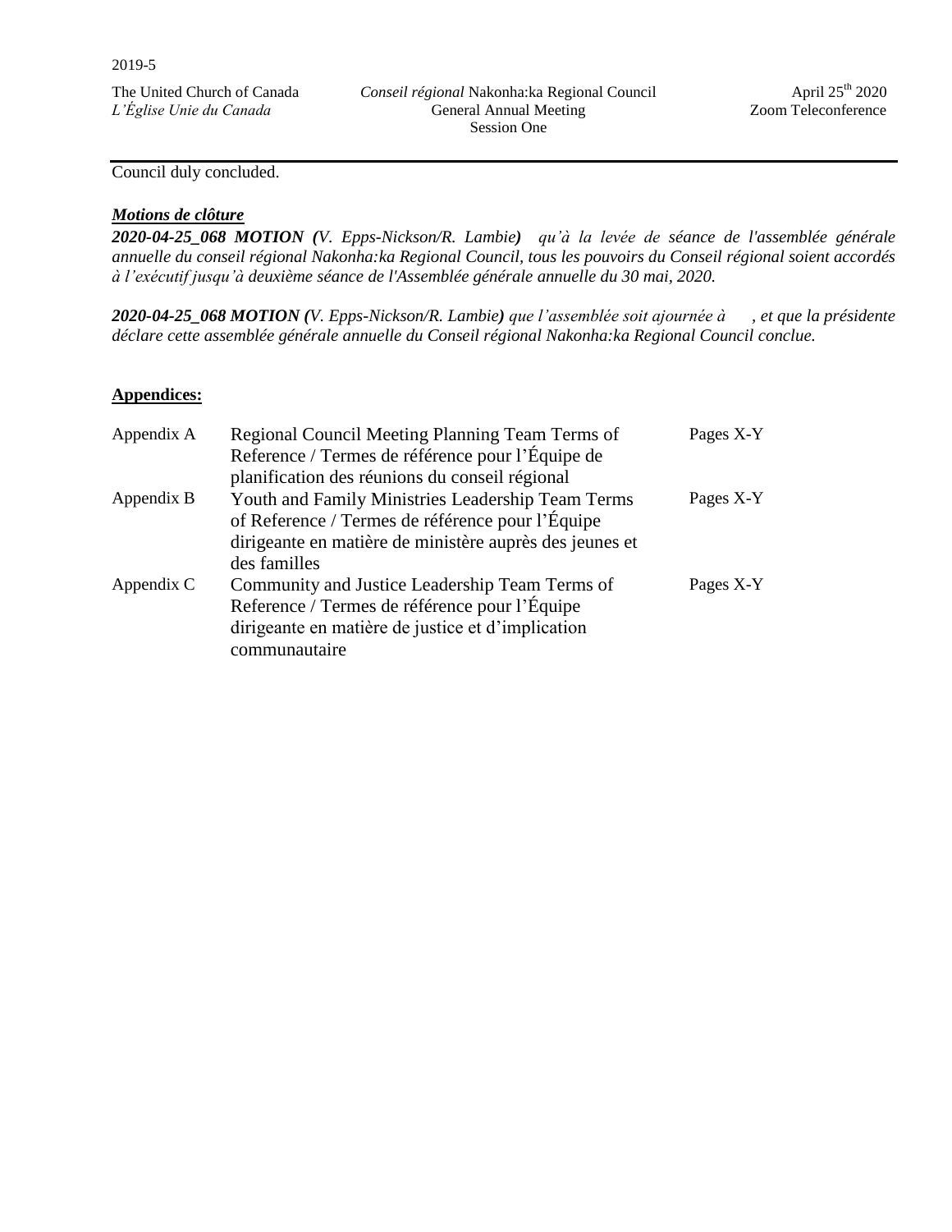Council duly concluded.

***Motions de clôture***

***2020-04-25_068 MOTION (V. Epps-Nickson/R. Lambie)** qu'à la levée de séance de l'assemblée générale annuelle du conseil régional Nakonha:ka Regional Council, tous les pouvoirs du Conseil régional soient accordés à l'exécutif jusqu'à deuxième séance de l'Assemblée générale annuelle du 30 mai, 2020.*

***2020-04-25_068 MOTION (V. Epps-Nickson/R. Lambie)** que l'assemblée soit ajournée à , et que la présidente déclare cette assemblée générale annuelle du Conseil régional Nakonha:ka Regional Council conclue.*

**Appendices:**

| | | |
|---|---|---|
| Appendix A | Regional Council Meeting Planning Team Terms of Reference / Termes de référence pour l'Équipe de planification des réunions du conseil régional | Pages X-Y |
| Appendix B | Youth and Family Ministries Leadership Team Terms of Reference / Termes de référence pour l'Équipe dirigeante en matière de ministère auprès des jeunes et des familles | Pages X-Y |
| Appendix C | Community and Justice Leadership Team Terms of Reference / Termes de référence pour l'Équipe dirigeante en matière de justice et d'implication communautaire | Pages X-Y |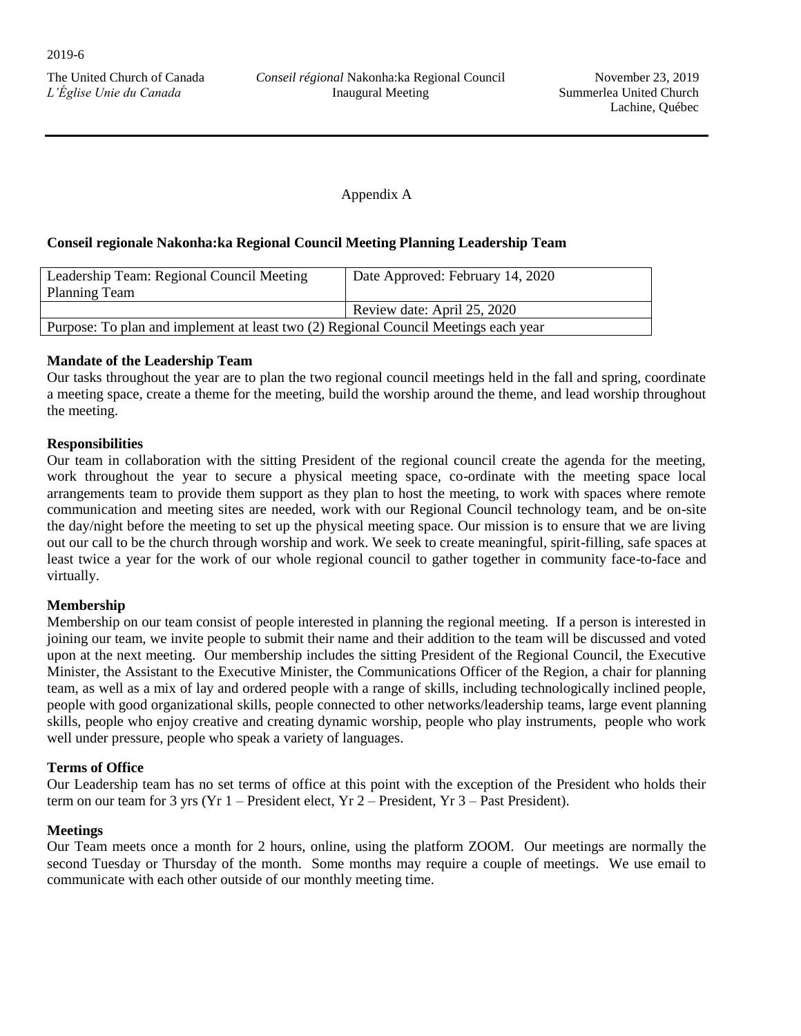Appendix A

**Conseil regionale Nakonha:ka Regional Council Meeting Planning Leadership Team**

| Leadership Team: Regional Council Meeting Planning Team | Date Approved: February 14, 2020 |
| --- | --- |
| | Review date: April 25, 2020 |
| Purpose: To plan and implement at least two (2) Regional Council Meetings each year | |

**Mandate of the Leadership Team**

Our tasks throughout the year are to plan the two regional council meetings held in the fall and spring, coordinate a meeting space, create a theme for the meeting, build the worship around the theme, and lead worship throughout the meeting.

**Responsibilities**

Our team in collaboration with the sitting President of the regional council create the agenda for the meeting, work throughout the year to secure a physical meeting space, co-ordinate with the meeting space local arrangements team to provide them support as they plan to host the meeting, to work with spaces where remote communication and meeting sites are needed, work with our Regional Council technology team, and be on-site the day/night before the meeting to set up the physical meeting space. Our mission is to ensure that we are living out our call to be the church through worship and work. We seek to create meaningful, spirit-filling, safe spaces at least twice a year for the work of our whole regional council to gather together in community face-to-face and virtually.

**Membership**

Membership on our team consist of people interested in planning the regional meeting. If a person is interested in joining our team, we invite people to submit their name and their addition to the team will be discussed and voted upon at the next meeting. Our membership includes the sitting President of the Regional Council, the Executive Minister, the Assistant to the Executive Minister, the Communications Officer of the Region, a chair for planning team, as well as a mix of lay and ordered people with a range of skills, including technologically inclined people, people with good organizational skills, people connected to other networks/leadership teams, large event planning skills, people who enjoy creative and creating dynamic worship, people who play instruments, people who work well under pressure, people who speak a variety of languages.

**Terms of Office**

Our Leadership team has no set terms of office at this point with the exception of the President who holds their term on our team for 3 yrs (Yr 1 – President elect, Yr 2 – President, Yr 3 – Past President).

**Meetings**

Our Team meets once a month for 2 hours, online, using the platform ZOOM. Our meetings are normally the second Tuesday or Thursday of the month. Some months may require a couple of meetings. We use email to communicate with each other outside of our monthly meeting time.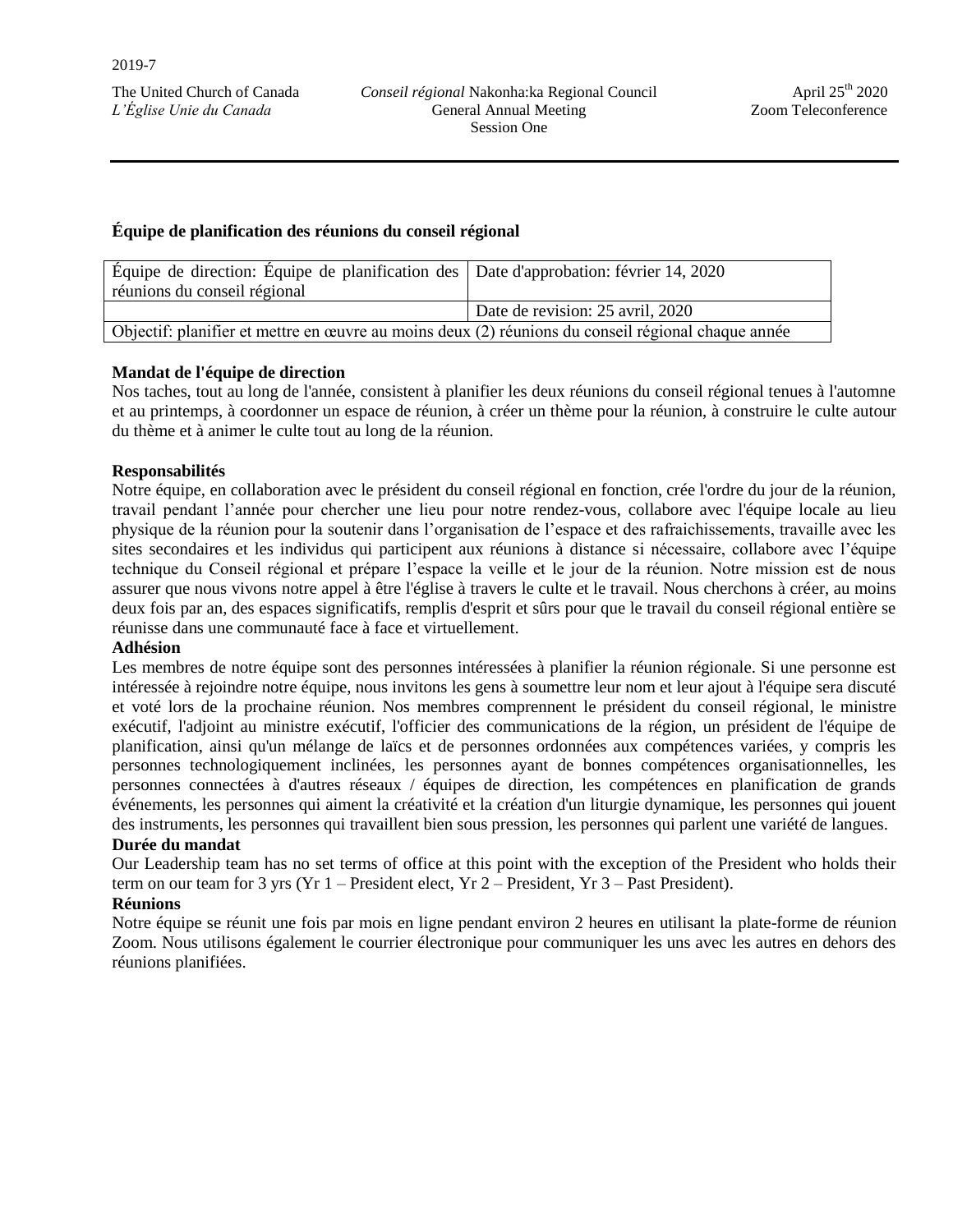**Équipe de planification des réunions du conseil régional**

| Équipe de direction: Équipe de planification des réunions du conseil régional | Date d'approbation: février 14, 2020 |
|---|---|
| | Date de revision: 25 avril, 2020 |
| Objectif: planifier et mettre en œuvre au moins deux (2) réunions du conseil régional chaque année | |

**Mandat de l'équipe de direction**

Nos taches, tout au long de l'année, consistent à planifier les deux réunions du conseil régional tenues à l'automne et au printemps, à coordonner un espace de réunion, à créer un thème pour la réunion, à construire le culte autour du thème et à animer le culte tout au long de la réunion.

**Responsabilités**

Notre équipe, en collaboration avec le président du conseil régional en fonction, crée l'ordre du jour de la réunion, travail pendant l'année pour chercher une lieu pour notre rendez-vous, collabore avec l'équipe locale au lieu physique de la réunion pour la soutenir dans l'organisation de l'espace et des rafraichissements, travaille avec les sites secondaires et les individus qui participent aux réunions à distance si nécessaire, collabore avec l'équipe technique du Conseil régional et prépare l'espace la veille et le jour de la réunion. Notre mission est de nous assurer que nous vivons notre appel à être l'église à travers le culte et le travail. Nous cherchons à créer, au moins deux fois par an, des espaces significatifs, remplis d'esprit et sûrs pour que le travail du conseil régional entière se réunisse dans une communauté face à face et virtuellement.

**Adhésion**

Les membres de notre équipe sont des personnes intéressées à planifier la réunion régionale. Si une personne est intéressée à rejoindre notre équipe, nous invitons les gens à soumettre leur nom et leur ajout à l'équipe sera discuté et voté lors de la prochaine réunion. Nos membres comprennent le président du conseil régional, le ministre exécutif, l'adjoint au ministre exécutif, l'officier des communications de la région, un président de l'équipe de planification, ainsi qu'un mélange de laïcs et de personnes ordonnées aux compétences variées, y compris les personnes technologiquement inclinées, les personnes ayant de bonnes compétences organisationnelles, les personnes connectées à d'autres réseaux / équipes de direction, les compétences en planification de grands événements, les personnes qui aiment la créativité et la création d'un liturgie dynamique, les personnes qui jouent des instruments, les personnes qui travaillent bien sous pression, les personnes qui parlent une variété de langues.

**Durée du mandat**

Our Leadership team has no set terms of office at this point with the exception of the President who holds their term on our team for 3 yrs (Yr 1 – President elect, Yr 2 – President, Yr 3 – Past President).

**Réunions**

Notre équipe se réunit une fois par mois en ligne pendant environ 2 heures en utilisant la plate-forme de réunion Zoom. Nous utilisons également le courrier électronique pour communiquer les uns avec les autres en dehors des réunions planifiées.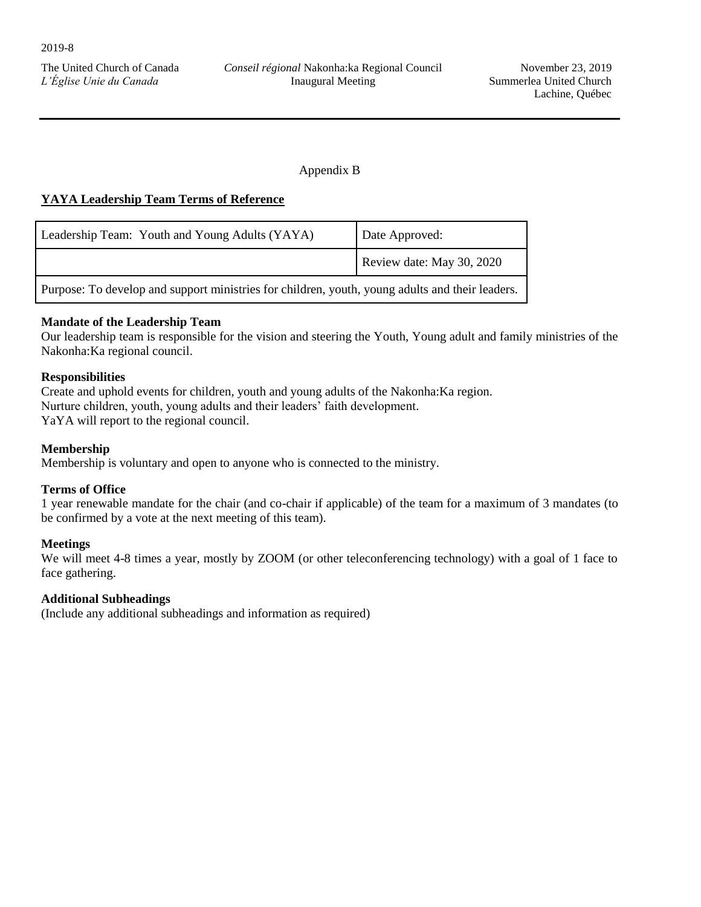Appendix B

**YAYA Leadership Team Terms of Reference**

| Leadership Team: Youth and Young Adults (YAYA) | Date Approved: |
|---|---|
| | Review date: May 30, 2020 |
| Purpose: To develop and support ministries for children, youth, young adults and their leaders. | |

**Mandate of the Leadership Team**

Our leadership team is responsible for the vision and steering the Youth, Young adult and family ministries of the Nakonha:Ka regional council.

**Responsibilities**

Create and uphold events for children, youth and young adults of the Nakonha:Ka region.
Nurture children, youth, young adults and their leaders' faith development.
YaYA will report to the regional council.

**Membership**

Membership is voluntary and open to anyone who is connected to the ministry.

**Terms of Office**

1 year renewable mandate for the chair (and co-chair if applicable) of the team for a maximum of 3 mandates (to be confirmed by a vote at the next meeting of this team).

**Meetings**

We will meet 4-8 times a year, mostly by ZOOM (or other teleconferencing technology) with a goal of 1 face to face gathering.

**Additional Subheadings**

(Include any additional subheadings and information as required)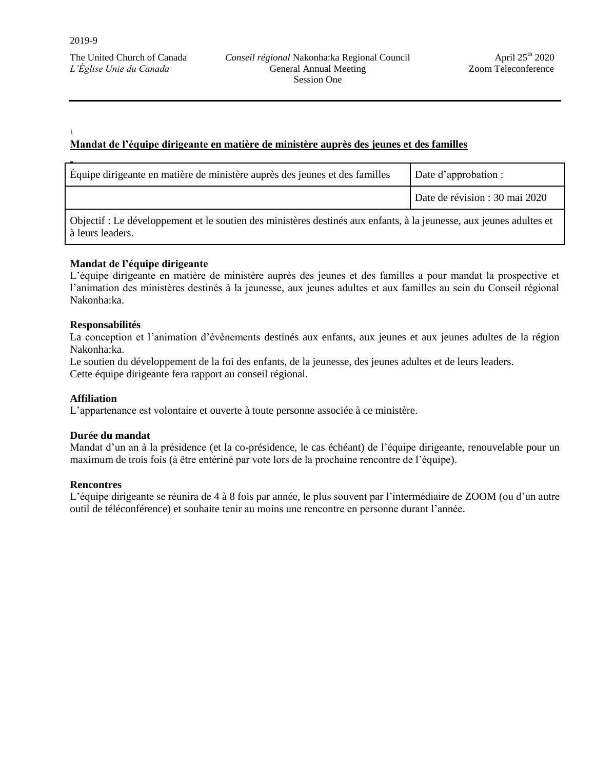## Mandat de l'équipe dirigeante en matière de ministère auprès des jeunes et des familles

| Équipe dirigeante en matière de ministère auprès des jeunes et des familles | Date d'approbation : |
|---|---|
| | Date de révision : 30 mai 2020 |
| Objectif : Le développement et le soutien des ministères destinés aux enfants, à la jeunesse, aux jeunes adultes et à leurs leaders. | |

**Mandat de l'équipe dirigeante**
L'équipe dirigeante en matière de ministère auprès des jeunes et des familles a pour mandat la prospective et l'animation des ministères destinés à la jeunesse, aux jeunes adultes et aux familles au sein du Conseil régional Nakonha:ka.

**Responsabilités**
La conception et l'animation d'évènements destinés aux enfants, aux jeunes et aux jeunes adultes de la région Nakonha:ka.
Le soutien du développement de la foi des enfants, de la jeunesse, des jeunes adultes et de leurs leaders.
Cette équipe dirigeante fera rapport au conseil régional.

**Affiliation**
L'appartenance est volontaire et ouverte à toute personne associée à ce ministère.

**Durée du mandat**
Mandat d'un an à la présidence (et la co-présidence, le cas échéant) de l'équipe dirigeante, renouvelable pour un maximum de trois fois (à être entériné par vote lors de la prochaine rencontre de l'équipe).

**Rencontres**
L'équipe dirigeante se réunira de 4 à 8 fois par année, le plus souvent par l'intermédiaire de ZOOM (ou d'un autre outil de téléconférence) et souhaite tenir au moins une rencontre en personne durant l'année.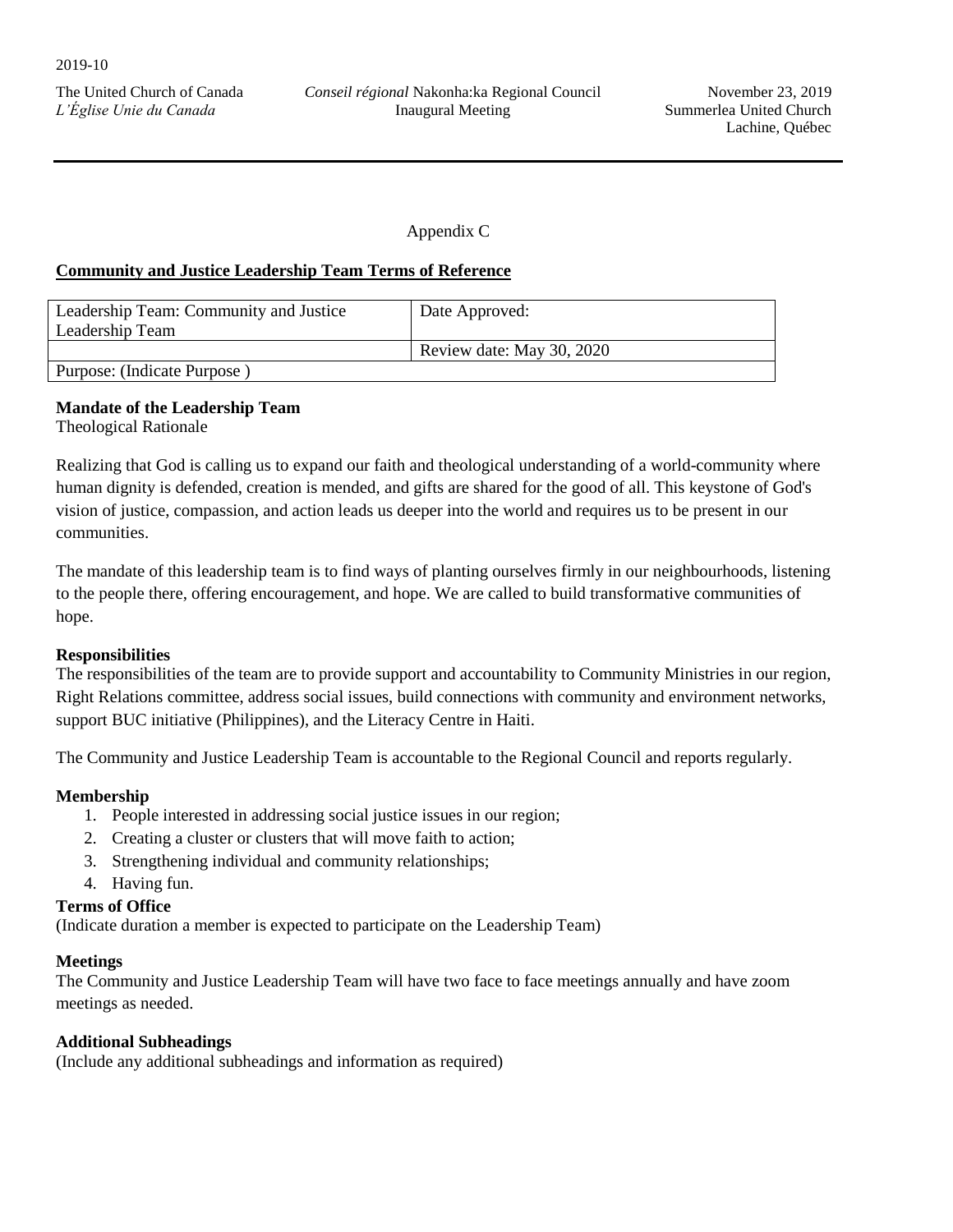Appendix C

## Community and Justice Leadership Team Terms of Reference

| Leadership Team: Community and Justice Leadership Team | Date Approved: |
|---|---|
| | Review date: May 30, 2020 |
| Purpose: (Indicate Purpose ) | |

**Mandate of the Leadership Team**
Theological Rationale

Realizing that God is calling us to expand our faith and theological understanding of a world-community where human dignity is defended, creation is mended, and gifts are shared for the good of all. This keystone of God's vision of justice, compassion, and action leads us deeper into the world and requires us to be present in our communities.

The mandate of this leadership team is to find ways of planting ourselves firmly in our neighbourhoods, listening to the people there, offering encouragement, and hope. We are called to build transformative communities of hope.

**Responsibilities**
The responsibilities of the team are to provide support and accountability to Community Ministries in our region, Right Relations committee, address social issues, build connections with community and environment networks, support BUC initiative (Philippines), and the Literacy Centre in Haiti.

The Community and Justice Leadership Team is accountable to the Regional Council and reports regularly.

**Membership**

1. People interested in addressing social justice issues in our region;
2. Creating a cluster or clusters that will move faith to action;
3. Strengthening individual and community relationships;
4. Having fun.

**Terms of Office**
(Indicate duration a member is expected to participate on the Leadership Team)

**Meetings**
The Community and Justice Leadership Team will have two face to face meetings annually and have zoom meetings as needed.

**Additional Subheadings**
(Include any additional subheadings and information as required)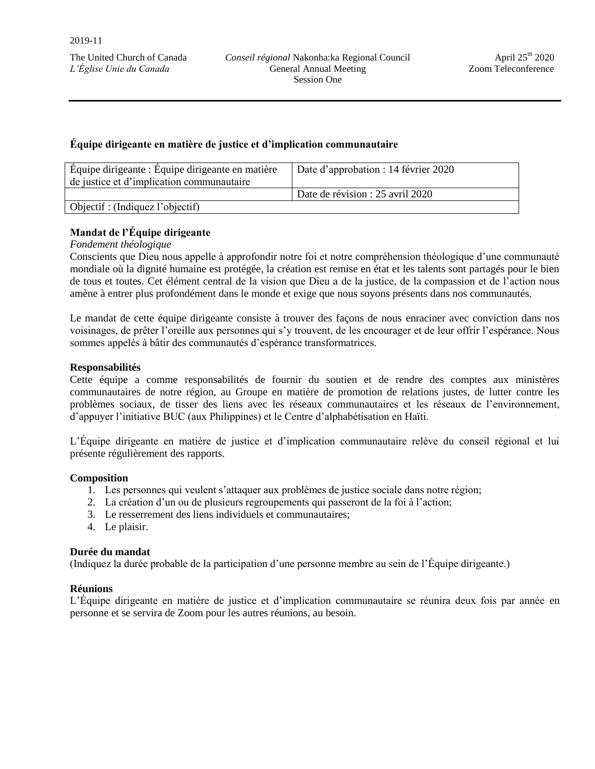### Équipe dirigeante en matière de justice et d'implication communautaire

| | |
|---|---|
| Équipe dirigeante : Équipe dirigeante en matière de justice et d'implication communautaire | Date d'approbation : 14 février 2020 |
| | Date de révision : 25 avril 2020 |
| Objectif : (Indiquez l'objectif) | |

**Mandat de l'Équipe dirigeante**

*Fondement théologique*

Conscients que Dieu nous appelle à approfondir notre foi et notre compréhension théologique d'une communauté mondiale où la dignité humaine est protégée, la création est remise en état et les talents sont partagés pour le bien de tous et toutes. Cet élément central de la vision que Dieu a de la justice, de la compassion et de l'action nous amène à entrer plus profondément dans le monde et exige que nous soyons présents dans nos communautés.

Le mandat de cette équipe dirigeante consiste à trouver des façons de nous enraciner avec conviction dans nos voisinages, de prêter l'oreille aux personnes qui s'y trouvent, de les encourager et de leur offrir l'espérance. Nous sommes appelés à bâtir des communautés d'espérance transformatrices.

**Responsabilités**

Cette équipe a comme responsabilités de fournir du soutien et de rendre des comptes aux ministères communautaires de notre région, au Groupe en matière de promotion de relations justes, de lutter contre les problèmes sociaux, de tisser des liens avec les réseaux communautaires et les réseaux de l'environnement, d'appuyer l'initiative BUC (aux Philippines) et le Centre d'alphabétisation en Haïti.

L'Équipe dirigeante en matière de justice et d'implication communautaire relève du conseil régional et lui présente régulièrement des rapports.

**Composition**

1. Les personnes qui veulent s'attaquer aux problèmes de justice sociale dans notre région;
2. La création d'un ou de plusieurs regroupements qui passeront de la foi à l'action;
3. Le resserrement des liens individuels et communautaires;
4. Le plaisir.

**Durée du mandat**

(Indiquez la durée probable de la participation d'une personne membre au sein de l'Équipe dirigeante.)

**Réunions**

L'Équipe dirigeante en matière de justice et d'implication communautaire se réunira deux fois par année en personne et se servira de Zoom pour les autres réunions, au besoin.